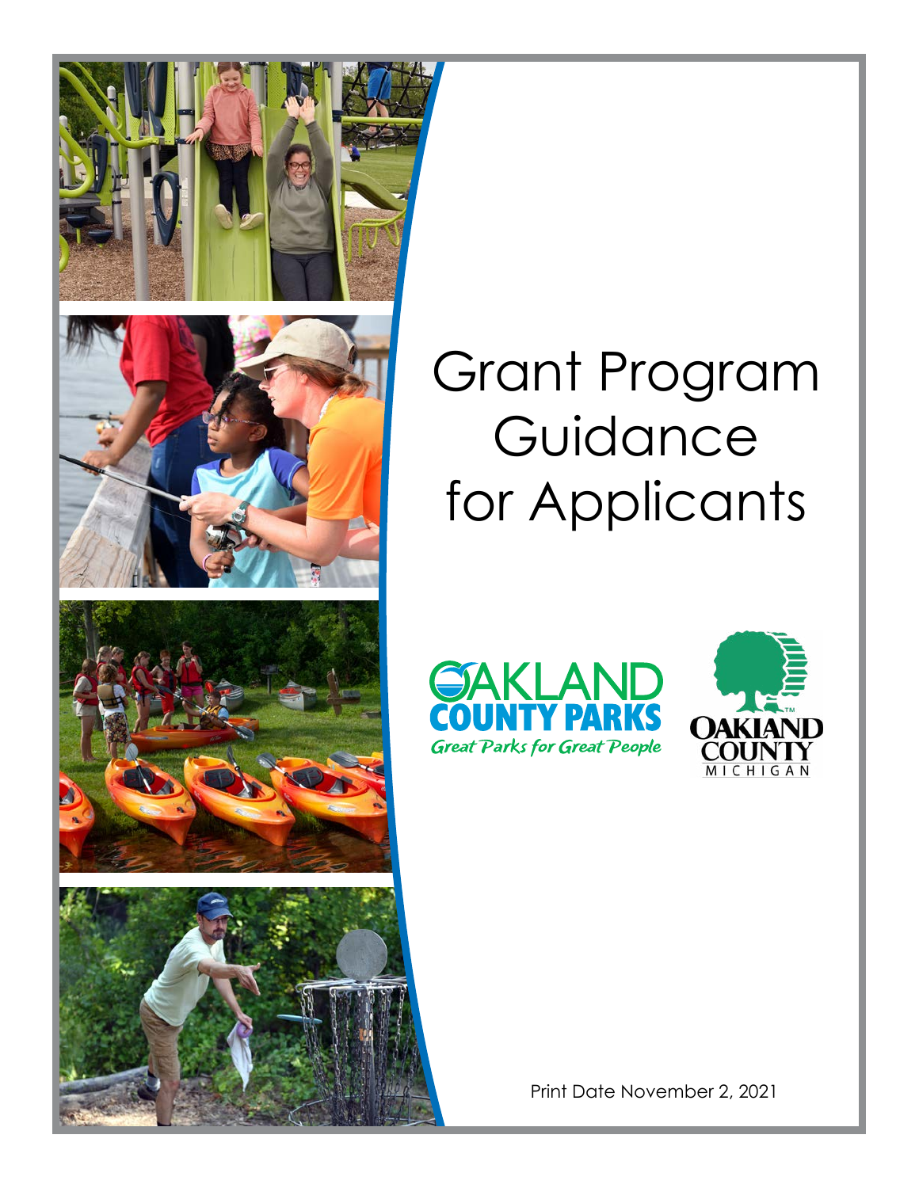# Grant Program Guidance for Applicants

OAKLAND COUNTY PARKS

*Great Parks for Great People*

OAKLAND COUNTY MICHIGAN

Print Date November 2, 2021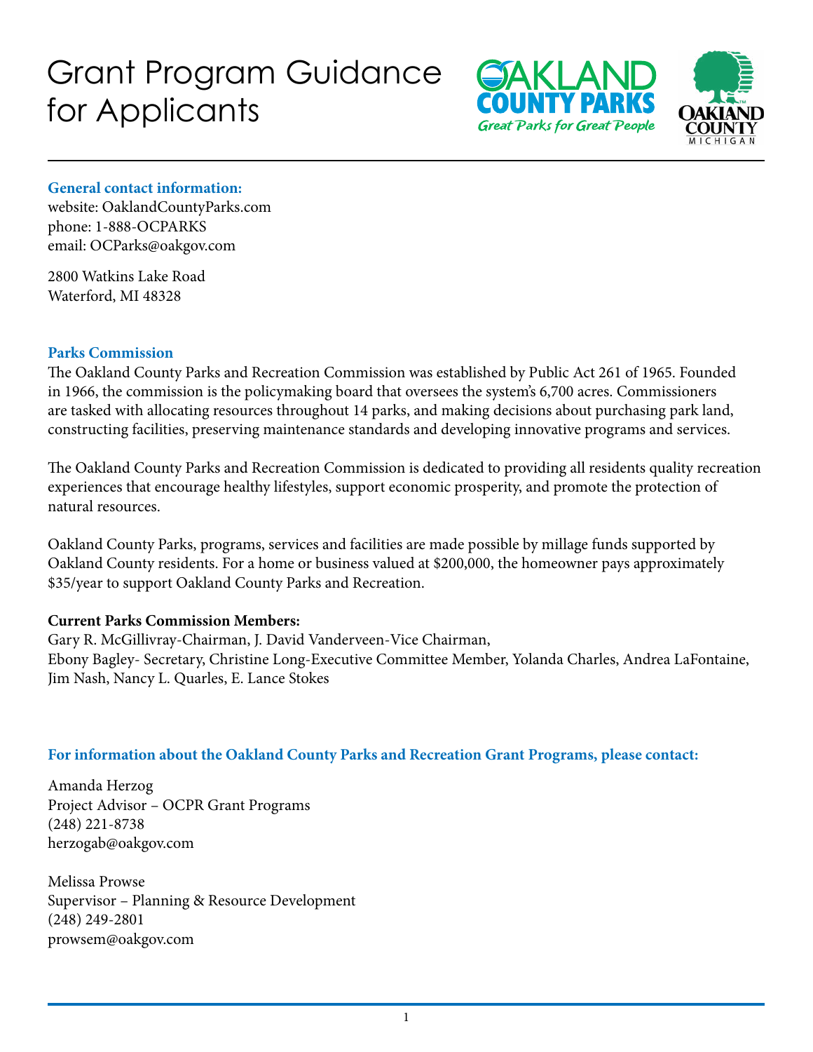# Grant Program Guidance for Applicants

**General contact information:**
website: OaklandCountyParks.com
phone: 1-888-OCPARKS
email: OCParks@oakgov.com

2800 Watkins Lake Road
Waterford, MI 48328

## Parks Commission

The Oakland County Parks and Recreation Commission was established by Public Act 261 of 1965. Founded in 1966, the commission is the policymaking board that oversees the system's 6,700 acres. Commissioners are tasked with allocating resources throughout 14 parks, and making decisions about purchasing park land, constructing facilities, preserving maintenance standards and developing innovative programs and services.

The Oakland County Parks and Recreation Commission is dedicated to providing all residents quality recreation experiences that encourage healthy lifestyles, support economic prosperity, and promote the protection of natural resources.

Oakland County Parks, programs, services and facilities are made possible by millage funds supported by Oakland County residents. For a home or business valued at $200,000, the homeowner pays approximately $35/year to support Oakland County Parks and Recreation.

**Current Parks Commission Members:**
Gary R. McGillivray-Chairman, J. David Vanderveen-Vice Chairman, Ebony Bagley- Secretary, Christine Long-Executive Committee Member, Yolanda Charles, Andrea LaFontaine, Jim Nash, Nancy L. Quarles, E. Lance Stokes

**For information about the Oakland County Parks and Recreation Grant Programs, please contact:**

Amanda Herzog
Project Advisor – OCPR Grant Programs
(248) 221-8738
herzogab@oakgov.com

Melissa Prowse
Supervisor – Planning & Resource Development
(248) 249-2801
prowsem@oakgov.com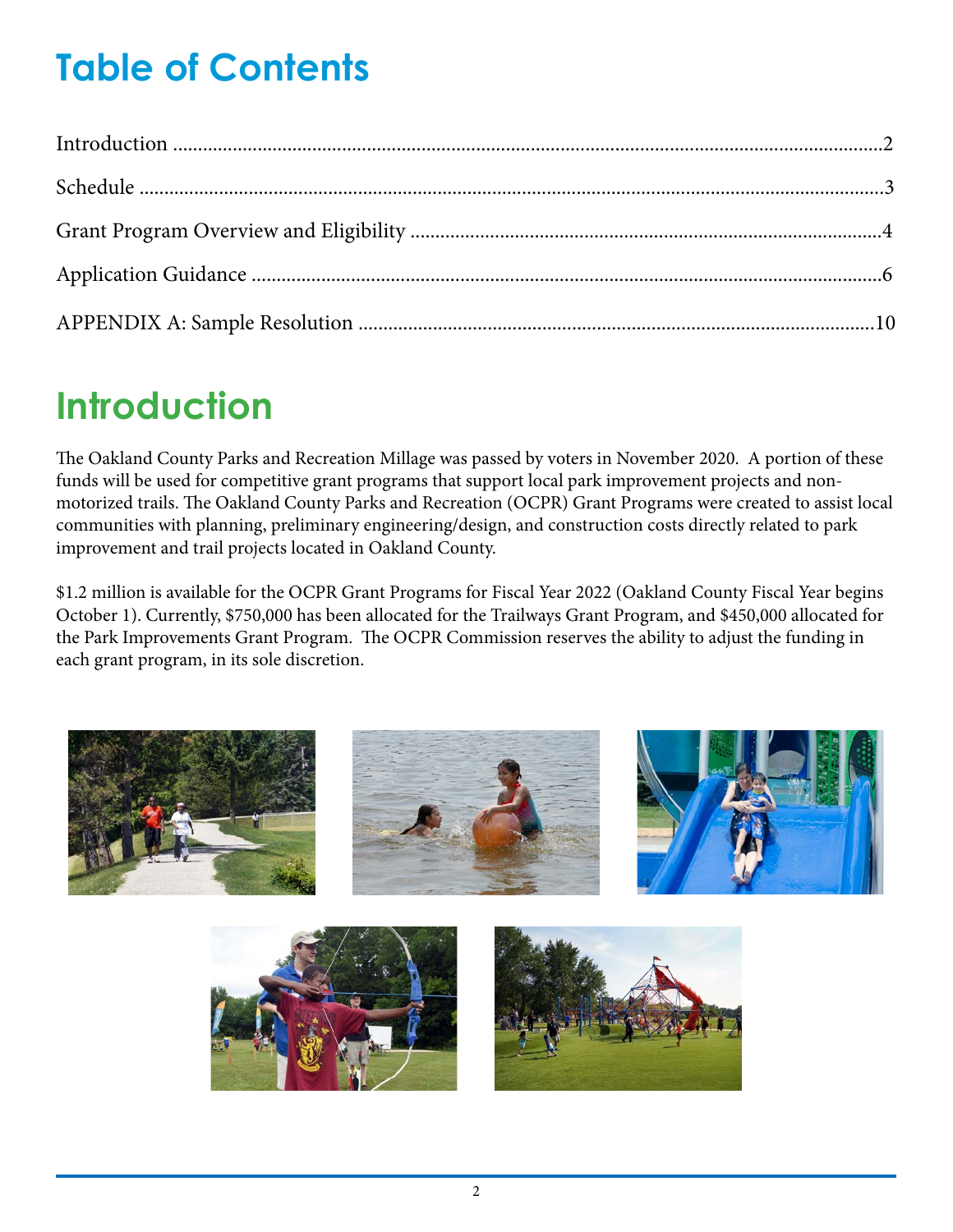# Table of Contents

Introduction ....................................................2

Schedule ....................................................3

Grant Program Overview and Eligibility ....................................................4

Application Guidance ....................................................6

APPENDIX A: Sample Resolution ....................................................10

# Introduction

The Oakland County Parks and Recreation Millage was passed by voters in November 2020. A portion of these funds will be used for competitive grant programs that support local park improvement projects and non-motorized trails. The Oakland County Parks and Recreation (OCPR) Grant Programs were created to assist local communities with planning, preliminary engineering/design, and construction costs directly related to park improvement and trail projects located in Oakland County.

$1.2 million is available for the OCPR Grant Programs for Fiscal Year 2022 (Oakland County Fiscal Year begins October 1). Currently, $750,000 has been allocated for the Trailways Grant Program, and $450,000 allocated for the Park Improvements Grant Program. The OCPR Commission reserves the ability to adjust the funding in each grant program, in its sole discretion.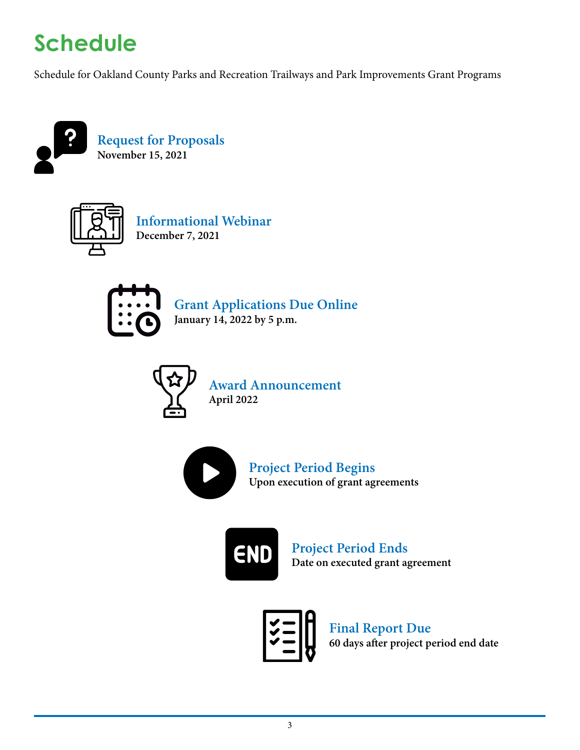# Schedule

Schedule for Oakland County Parks and Recreation Trailways and Park Improvements Grant Programs

### Request for Proposals
**November 15, 2021**

### Informational Webinar
**December 7, 2021**

### Grant Applications Due Online
**January 14, 2022 by 5 p.m.**

### Award Announcement
**April 2022**

### Project Period Begins
**Upon execution of grant agreements**

### Project Period Ends
**Date on executed grant agreement**

### Final Report Due
**60 days after project period end date**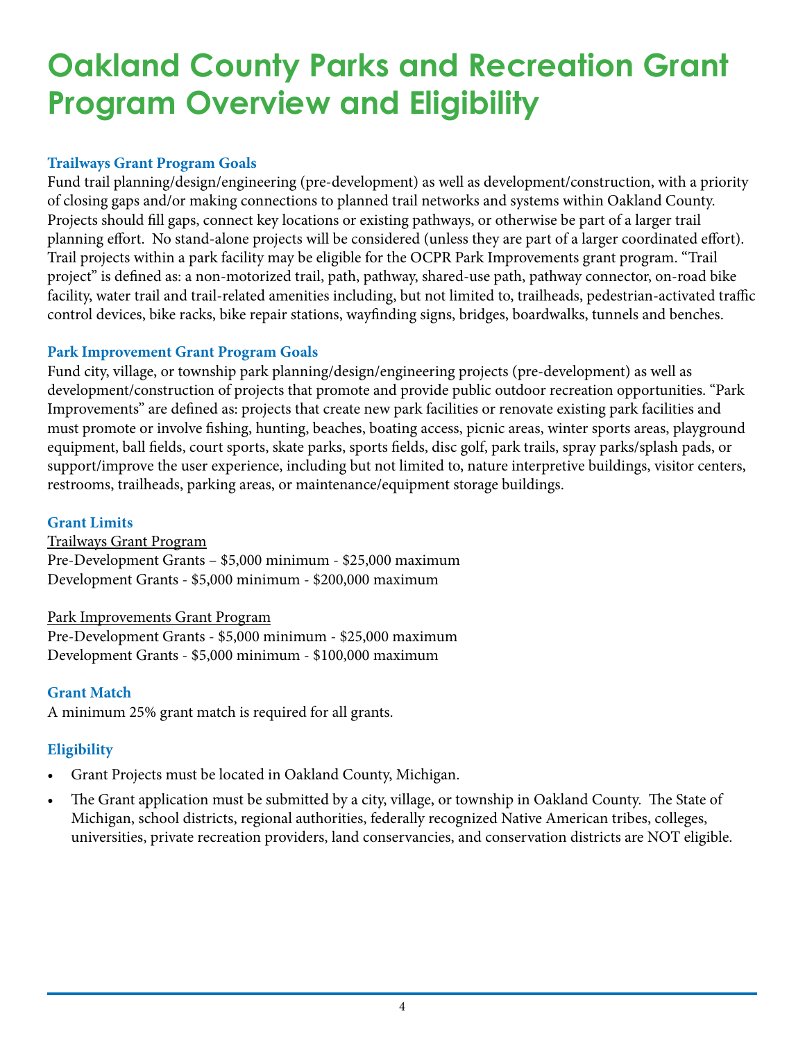# Oakland County Parks and Recreation Grant Program Overview and Eligibility

### Trailways Grant Program Goals

Fund trail planning/design/engineering (pre-development) as well as development/construction, with a priority of closing gaps and/or making connections to planned trail networks and systems within Oakland County. Projects should fill gaps, connect key locations or existing pathways, or otherwise be part of a larger trail planning effort. No stand-alone projects will be considered (unless they are part of a larger coordinated effort). Trail projects within a park facility may be eligible for the OCPR Park Improvements grant program. "Trail project" is defined as: a non-motorized trail, path, pathway, shared-use path, pathway connector, on-road bike facility, water trail and trail-related amenities including, but not limited to, trailheads, pedestrian-activated traffic control devices, bike racks, bike repair stations, wayfinding signs, bridges, boardwalks, tunnels and benches.

### Park Improvement Grant Program Goals

Fund city, village, or township park planning/design/engineering projects (pre-development) as well as development/construction of projects that promote and provide public outdoor recreation opportunities. "Park Improvements" are defined as: projects that create new park facilities or renovate existing park facilities and must promote or involve fishing, hunting, beaches, boating access, picnic areas, winter sports areas, playground equipment, ball fields, court sports, skate parks, sports fields, disc golf, park trails, spray parks/splash pads, or support/improve the user experience, including but not limited to, nature interpretive buildings, visitor centers, restrooms, trailheads, parking areas, or maintenance/equipment storage buildings.

### Grant Limits

Trailways Grant Program

Pre-Development Grants – $5,000 minimum - $25,000 maximum
Development Grants - $5,000 minimum - $200,000 maximum

Park Improvements Grant Program

Pre-Development Grants - $5,000 minimum - $25,000 maximum
Development Grants - $5,000 minimum - $100,000 maximum

### Grant Match

A minimum 25% grant match is required for all grants.

### Eligibility

- Grant Projects must be located in Oakland County, Michigan.
- The Grant application must be submitted by a city, village, or township in Oakland County. The State of Michigan, school districts, regional authorities, federally recognized Native American tribes, colleges, universities, private recreation providers, land conservancies, and conservation districts are NOT eligible.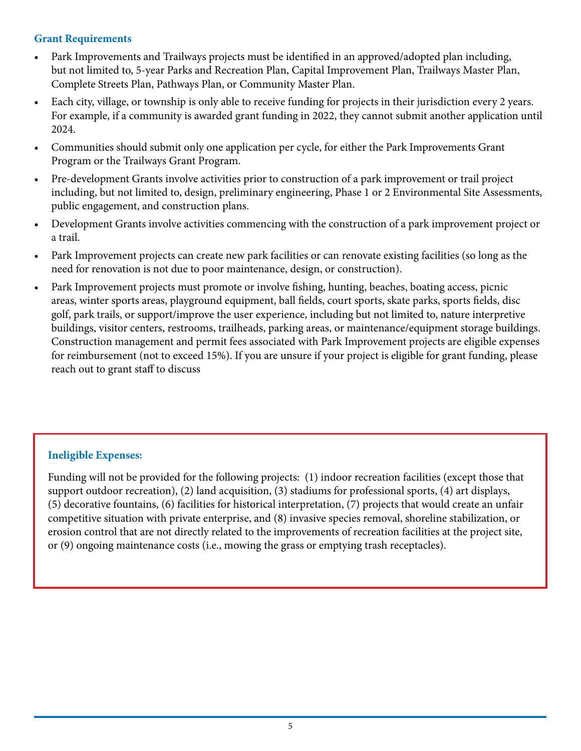### Grant Requirements

- Park Improvements and Trailways projects must be identified in an approved/adopted plan including, but not limited to, 5-year Parks and Recreation Plan, Capital Improvement Plan, Trailways Master Plan, Complete Streets Plan, Pathways Plan, or Community Master Plan.
- Each city, village, or township is only able to receive funding for projects in their jurisdiction every 2 years. For example, if a community is awarded grant funding in 2022, they cannot submit another application until 2024.
- Communities should submit only one application per cycle, for either the Park Improvements Grant Program or the Trailways Grant Program.
- Pre-development Grants involve activities prior to construction of a park improvement or trail project including, but not limited to, design, preliminary engineering, Phase 1 or 2 Environmental Site Assessments, public engagement, and construction plans.
- Development Grants involve activities commencing with the construction of a park improvement project or a trail.
- Park Improvement projects can create new park facilities or can renovate existing facilities (so long as the need for renovation is not due to poor maintenance, design, or construction).
- Park Improvement projects must promote or involve fishing, hunting, beaches, boating access, picnic areas, winter sports areas, playground equipment, ball fields, court sports, skate parks, sports fields, disc golf, park trails, or support/improve the user experience, including but not limited to, nature interpretive buildings, visitor centers, restrooms, trailheads, parking areas, or maintenance/equipment storage buildings. Construction management and permit fees associated with Park Improvement projects are eligible expenses for reimbursement (not to exceed 15%). If you are unsure if your project is eligible for grant funding, please reach out to grant staff to discuss

### Ineligible Expenses:

Funding will not be provided for the following projects: (1) indoor recreation facilities (except those that support outdoor recreation), (2) land acquisition, (3) stadiums for professional sports, (4) art displays, (5) decorative fountains, (6) facilities for historical interpretation, (7) projects that would create an unfair competitive situation with private enterprise, and (8) invasive species removal, shoreline stabilization, or erosion control that are not directly related to the improvements of recreation facilities at the project site, or (9) ongoing maintenance costs (i.e., mowing the grass or emptying trash receptacles).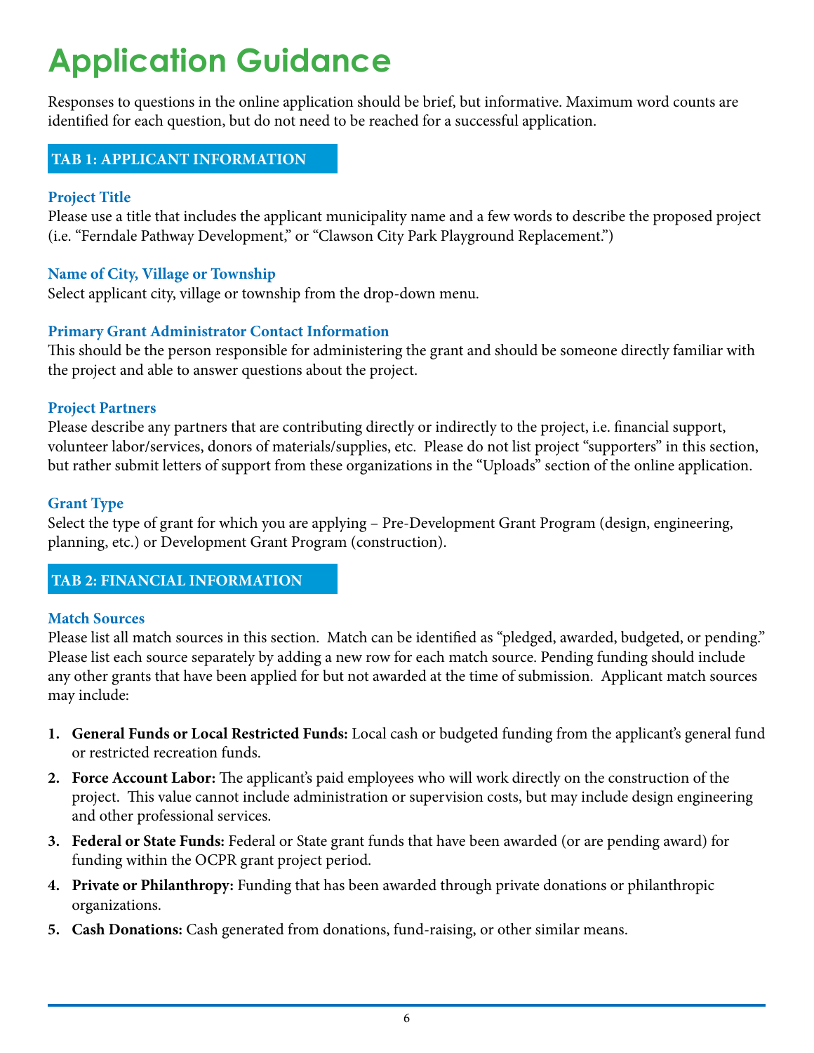# Application Guidance

Responses to questions in the online application should be brief, but informative. Maximum word counts are identified for each question, but do not need to be reached for a successful application.

## TAB 1: APPLICANT INFORMATION

### Project Title

Please use a title that includes the applicant municipality name and a few words to describe the proposed project (i.e. "Ferndale Pathway Development," or "Clawson City Park Playground Replacement.")

### Name of City, Village or Township

Select applicant city, village or township from the drop-down menu.

### Primary Grant Administrator Contact Information

This should be the person responsible for administering the grant and should be someone directly familiar with the project and able to answer questions about the project.

### Project Partners

Please describe any partners that are contributing directly or indirectly to the project, i.e. financial support, volunteer labor/services, donors of materials/supplies, etc. Please do not list project "supporters" in this section, but rather submit letters of support from these organizations in the "Uploads" section of the online application.

### Grant Type

Select the type of grant for which you are applying – Pre-Development Grant Program (design, engineering, planning, etc.) or Development Grant Program (construction).

## TAB 2: FINANCIAL INFORMATION

### Match Sources

Please list all match sources in this section. Match can be identified as "pledged, awarded, budgeted, or pending." Please list each source separately by adding a new row for each match source. Pending funding should include any other grants that have been applied for but not awarded at the time of submission. Applicant match sources may include:

1. **General Funds or Local Restricted Funds:** Local cash or budgeted funding from the applicant's general fund or restricted recreation funds.
2. **Force Account Labor:** The applicant's paid employees who will work directly on the construction of the project. This value cannot include administration or supervision costs, but may include design engineering and other professional services.
3. **Federal or State Funds:** Federal or State grant funds that have been awarded (or are pending award) for funding within the OCPR grant project period.
4. **Private or Philanthropy:** Funding that has been awarded through private donations or philanthropic organizations.
5. **Cash Donations:** Cash generated from donations, fund-raising, or other similar means.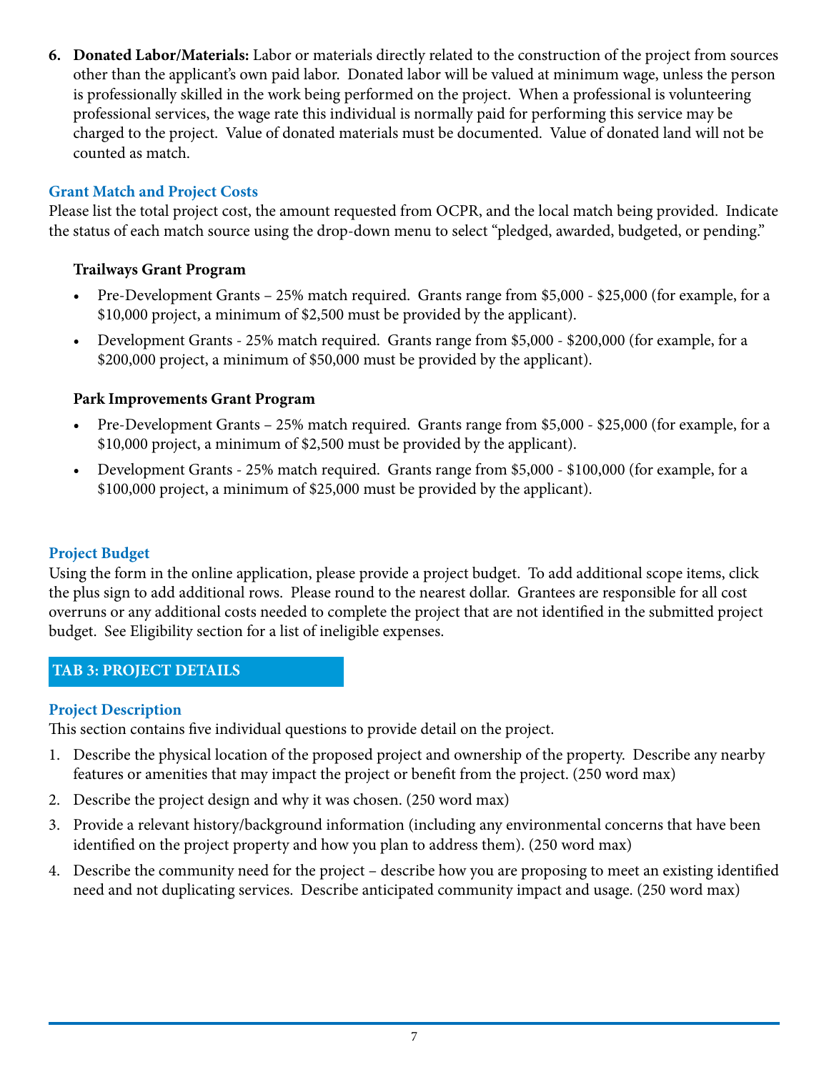6. **Donated Labor/Materials:** Labor or materials directly related to the construction of the project from sources other than the applicant's own paid labor. Donated labor will be valued at minimum wage, unless the person is professionally skilled in the work being performed on the project. When a professional is volunteering professional services, the wage rate this individual is normally paid for performing this service may be charged to the project. Value of donated materials must be documented. Value of donated land will not be counted as match.

### Grant Match and Project Costs

Please list the total project cost, the amount requested from OCPR, and the local match being provided. Indicate the status of each match source using the drop-down menu to select "pledged, awarded, budgeted, or pending."

**Trailways Grant Program**

- Pre-Development Grants – 25% match required. Grants range from $5,000 - $25,000 (for example, for a $10,000 project, a minimum of $2,500 must be provided by the applicant).
- Development Grants - 25% match required. Grants range from $5,000 - $200,000 (for example, for a $200,000 project, a minimum of $50,000 must be provided by the applicant).

**Park Improvements Grant Program**

- Pre-Development Grants – 25% match required. Grants range from $5,000 - $25,000 (for example, for a $10,000 project, a minimum of $2,500 must be provided by the applicant).
- Development Grants - 25% match required. Grants range from $5,000 - $100,000 (for example, for a $100,000 project, a minimum of $25,000 must be provided by the applicant).

### Project Budget

Using the form in the online application, please provide a project budget. To add additional scope items, click the plus sign to add additional rows. Please round to the nearest dollar. Grantees are responsible for all cost overruns or any additional costs needed to complete the project that are not identified in the submitted project budget. See Eligibility section for a list of ineligible expenses.

## TAB 3: PROJECT DETAILS

### Project Description

This section contains five individual questions to provide detail on the project.

1. Describe the physical location of the proposed project and ownership of the property. Describe any nearby features or amenities that may impact the project or benefit from the project. (250 word max)
2. Describe the project design and why it was chosen. (250 word max)
3. Provide a relevant history/background information (including any environmental concerns that have been identified on the project property and how you plan to address them). (250 word max)
4. Describe the community need for the project – describe how you are proposing to meet an existing identified need and not duplicating services. Describe anticipated community impact and usage. (250 word max)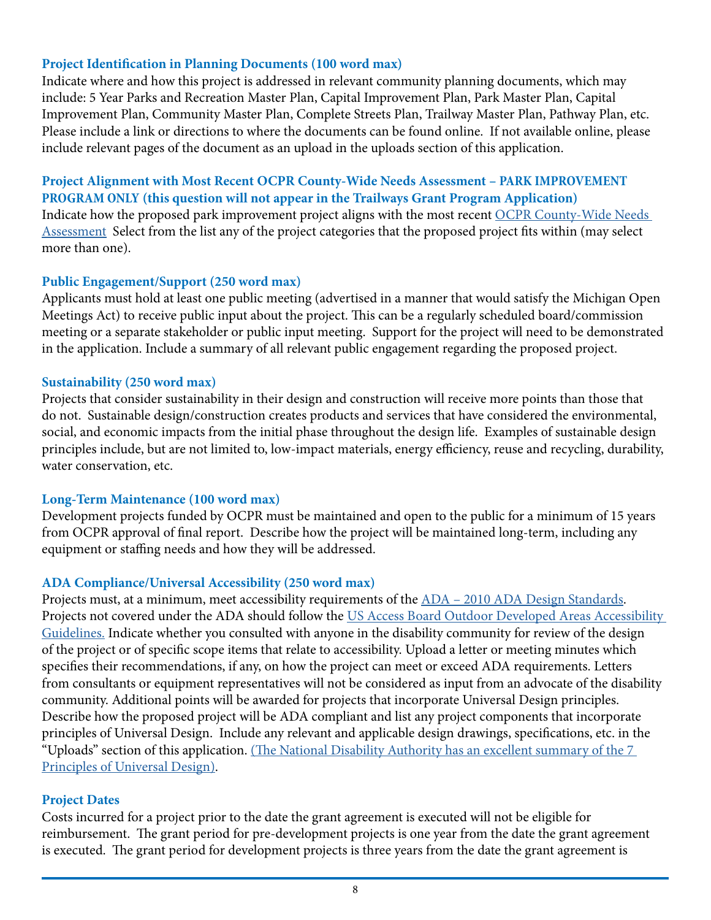### Project Identification in Planning Documents (100 word max)

Indicate where and how this project is addressed in relevant community planning documents, which may include: 5 Year Parks and Recreation Master Plan, Capital Improvement Plan, Park Master Plan, Capital Improvement Plan, Community Master Plan, Complete Streets Plan, Trailway Master Plan, Pathway Plan, etc. Please include a link or directions to where the documents can be found online. If not available online, please include relevant pages of the document as an upload in the uploads section of this application.

### Project Alignment with Most Recent OCPR County-Wide Needs Assessment – PARK IMPROVEMENT PROGRAM ONLY (this question will not appear in the Trailways Grant Program Application)

Indicate how the proposed park improvement project aligns with the most recent OCPR County-Wide Needs Assessment Select from the list any of the project categories that the proposed project fits within (may select more than one).

### Public Engagement/Support (250 word max)

Applicants must hold at least one public meeting (advertised in a manner that would satisfy the Michigan Open Meetings Act) to receive public input about the project. This can be a regularly scheduled board/commission meeting or a separate stakeholder or public input meeting. Support for the project will need to be demonstrated in the application. Include a summary of all relevant public engagement regarding the proposed project.

### Sustainability (250 word max)

Projects that consider sustainability in their design and construction will receive more points than those that do not. Sustainable design/construction creates products and services that have considered the environmental, social, and economic impacts from the initial phase throughout the design life. Examples of sustainable design principles include, but are not limited to, low-impact materials, energy efficiency, reuse and recycling, durability, water conservation, etc.

### Long-Term Maintenance (100 word max)

Development projects funded by OCPR must be maintained and open to the public for a minimum of 15 years from OCPR approval of final report. Describe how the project will be maintained long-term, including any equipment or staffing needs and how they will be addressed.

### ADA Compliance/Universal Accessibility (250 word max)

Projects must, at a minimum, meet accessibility requirements of the ADA – 2010 ADA Design Standards. Projects not covered under the ADA should follow the US Access Board Outdoor Developed Areas Accessibility Guidelines. Indicate whether you consulted with anyone in the disability community for review of the design of the project or of specific scope items that relate to accessibility. Upload a letter or meeting minutes which specifies their recommendations, if any, on how the project can meet or exceed ADA requirements. Letters from consultants or equipment representatives will not be considered as input from an advocate of the disability community. Additional points will be awarded for projects that incorporate Universal Design principles. Describe how the proposed project will be ADA compliant and list any project components that incorporate principles of Universal Design. Include any relevant and applicable design drawings, specifications, etc. in the "Uploads" section of this application. (The National Disability Authority has an excellent summary of the 7 Principles of Universal Design).

### Project Dates

Costs incurred for a project prior to the date the grant agreement is executed will not be eligible for reimbursement. The grant period for pre-development projects is one year from the date the grant agreement is executed. The grant period for development projects is three years from the date the grant agreement is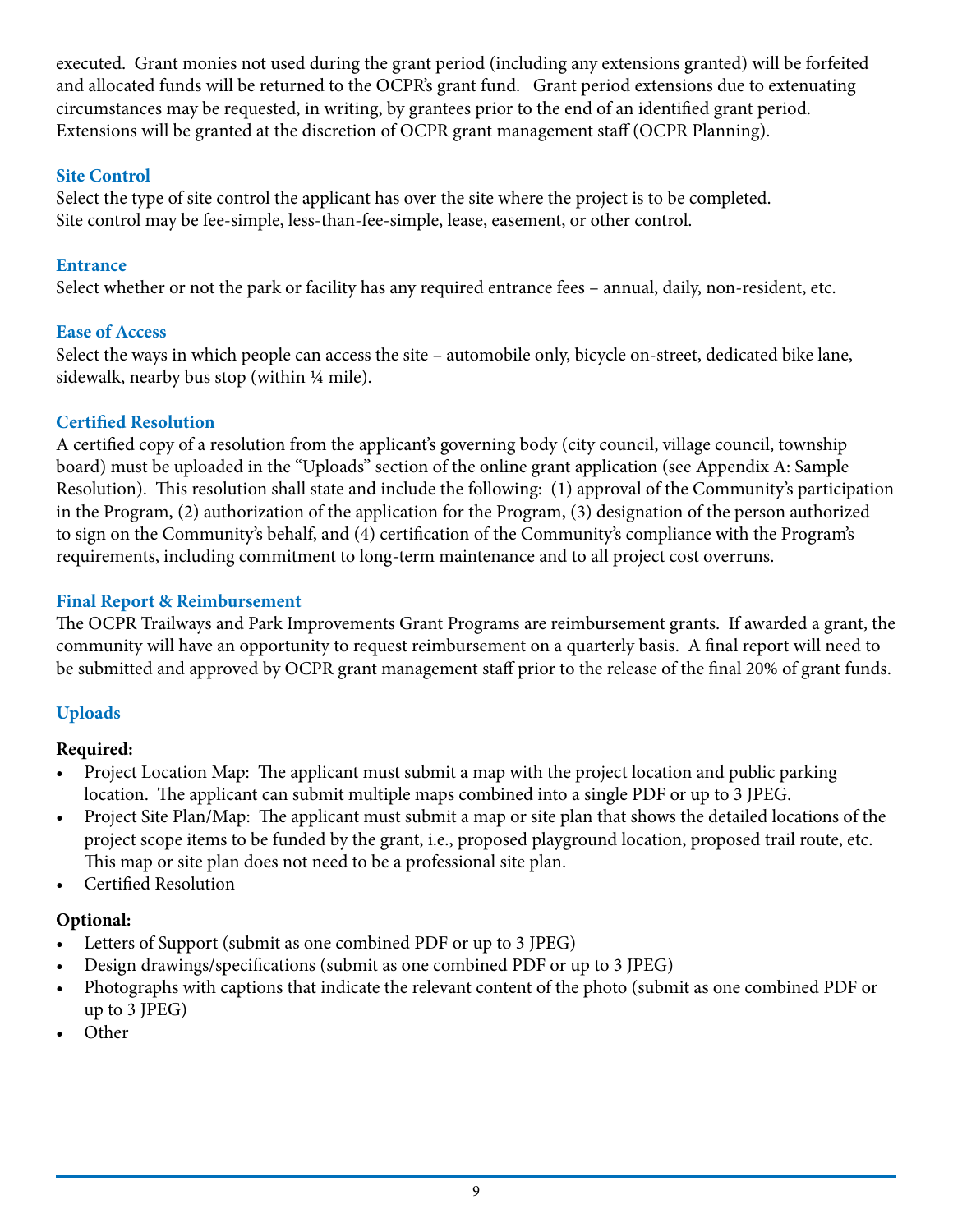executed. Grant monies not used during the grant period (including any extensions granted) will be forfeited and allocated funds will be returned to the OCPR's grant fund. Grant period extensions due to extenuating circumstances may be requested, in writing, by grantees prior to the end of an identified grant period. Extensions will be granted at the discretion of OCPR grant management staff (OCPR Planning).

### Site Control

Select the type of site control the applicant has over the site where the project is to be completed. Site control may be fee-simple, less-than-fee-simple, lease, easement, or other control.

### Entrance

Select whether or not the park or facility has any required entrance fees – annual, daily, non-resident, etc.

### Ease of Access

Select the ways in which people can access the site – automobile only, bicycle on-street, dedicated bike lane, sidewalk, nearby bus stop (within ¼ mile).

### Certified Resolution

A certified copy of a resolution from the applicant's governing body (city council, village council, township board) must be uploaded in the "Uploads" section of the online grant application (see Appendix A: Sample Resolution). This resolution shall state and include the following: (1) approval of the Community's participation in the Program, (2) authorization of the application for the Program, (3) designation of the person authorized to sign on the Community's behalf, and (4) certification of the Community's compliance with the Program's requirements, including commitment to long-term maintenance and to all project cost overruns.

### Final Report & Reimbursement

The OCPR Trailways and Park Improvements Grant Programs are reimbursement grants. If awarded a grant, the community will have an opportunity to request reimbursement on a quarterly basis. A final report will need to be submitted and approved by OCPR grant management staff prior to the release of the final 20% of grant funds.

### Uploads

**Required:**

- Project Location Map: The applicant must submit a map with the project location and public parking location. The applicant can submit multiple maps combined into a single PDF or up to 3 JPEG.
- Project Site Plan/Map: The applicant must submit a map or site plan that shows the detailed locations of the project scope items to be funded by the grant, i.e., proposed playground location, proposed trail route, etc. This map or site plan does not need to be a professional site plan.
- Certified Resolution

**Optional:**

- Letters of Support (submit as one combined PDF or up to 3 JPEG)
- Design drawings/specifications (submit as one combined PDF or up to 3 JPEG)
- Photographs with captions that indicate the relevant content of the photo (submit as one combined PDF or up to 3 JPEG)
- Other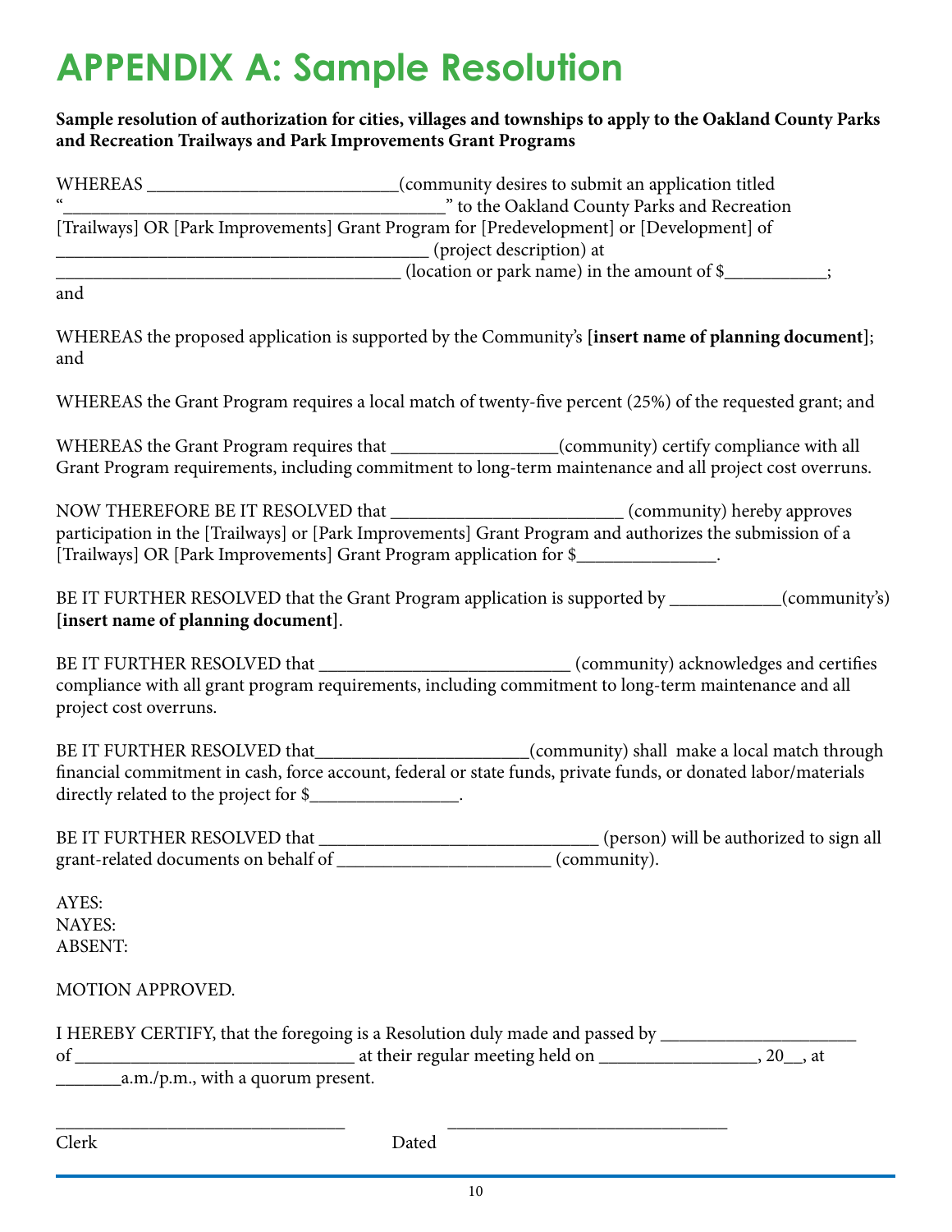# APPENDIX A: Sample Resolution

**Sample resolution of authorization for cities, villages and townships to apply to the Oakland County Parks and Recreation Trailways and Park Improvements Grant Programs**

WHEREAS ___________________________(community desires to submit an application titled "_______________________________________" to the Oakland County Parks and Recreation [Trailways] OR [Park Improvements] Grant Program for [Predevelopment] or [Development] of _______________________________________ (project description) at _____________________________________ (location or park name) in the amount of $___________; and

WHEREAS the proposed application is supported by the Community's **[insert name of planning document]**; and

WHEREAS the Grant Program requires a local match of twenty-five percent (25%) of the requested grant; and

WHEREAS the Grant Program requires that _________________(community) certify compliance with all Grant Program requirements, including commitment to long-term maintenance and all project cost overruns.

NOW THEREFORE BE IT RESOLVED that ________________________ (community) hereby approves participation in the [Trailways] or [Park Improvements] Grant Program and authorizes the submission of a [Trailways] OR [Park Improvements] Grant Program application for $_______________.

BE IT FURTHER RESOLVED that the Grant Program application is supported by ____________(community's) **[insert name of planning document]**.

BE IT FURTHER RESOLVED that ___________________________ (community) acknowledges and certifies compliance with all grant program requirements, including commitment to long-term maintenance and all project cost overruns.

BE IT FURTHER RESOLVED that______________________(community) shall make a local match through financial commitment in cash, force account, federal or state funds, private funds, or donated labor/materials directly related to the project for $________________.

BE IT FURTHER RESOLVED that ______________________________ (person) will be authorized to sign all grant-related documents on behalf of ______________________ (community).

AYES:
NAYES:
ABSENT:

MOTION APPROVED.

I HEREBY CERTIFY, that the foregoing is a Resolution duly made and passed by _____________________ of ______________________________ at their regular meeting held on _________________, 20__, at _______a.m./p.m., with a quorum present.

_______________________________ _______________________________

Clerk Dated